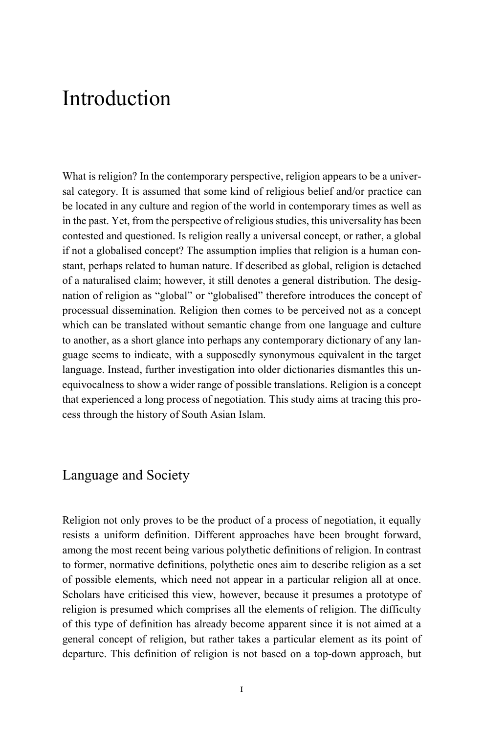# Introduction

What is religion? In the contemporary perspective, religion appears to be a universal category. It is assumed that some kind of religious belief and/or practice can be located in any culture and region of the world in contemporary times as well as in the past. Yet, from the perspective of religious studies, this universality has been contested and questioned. Is religion really a universal concept, or rather, a global if not a globalised concept? The assumption implies that religion is a human constant, perhaps related to human nature. If described as global, religion is detached of a naturalised claim; however, it still denotes a general distribution. The designation of religion as "global" or "globalised" therefore introduces the concept of processual dissemination. Religion then comes to be perceived not as a concept which can be translated without semantic change from one language and culture to another, as a short glance into perhaps any contemporary dictionary of any language seems to indicate, with a supposedly synonymous equivalent in the target language. Instead, further investigation into older dictionaries dismantles this unequivocalness to show a wider range of possible translations. Religion is a concept that experienced a long process of negotiation. This study aims at tracing this process through the history of South Asian Islam.

## Language and Society

Religion not only proves to be the product of a process of negotiation, it equally resists a uniform definition. Different approaches have been brought forward, among the most recent being various polythetic definitions of religion. In contrast to former, normative definitions, polythetic ones aim to describe religion as a set of possible elements, which need not appear in a particular religion all at once. Scholars have criticised this view, however, because it presumes a prototype of religion is presumed which comprises all the elements of religion. The difficulty of this type of definition has already become apparent since it is not aimed at a general concept of religion, but rather takes a particular element as its point of departure. This definition of religion is not based on a top-down approach, but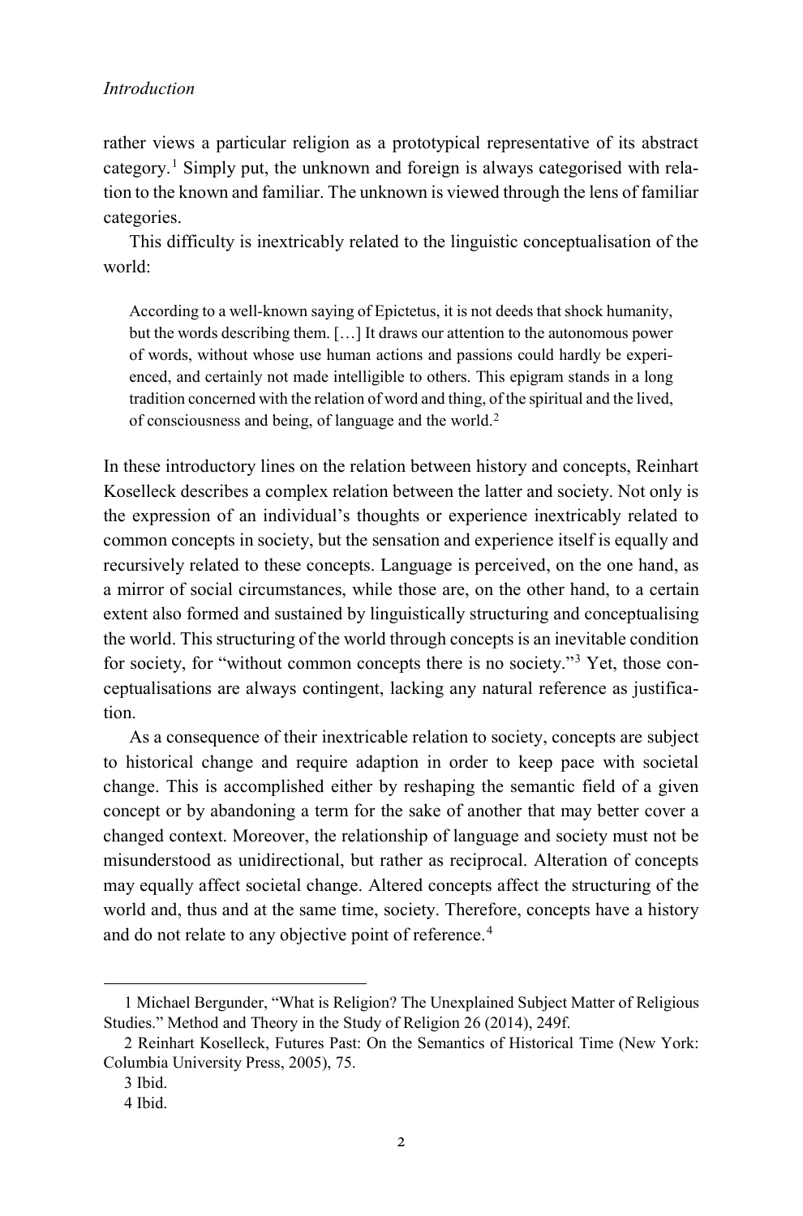rather views a particular religion as a prototypical representative of its abstract category.[1] Simply put, the unknown and foreign is always categorised with relation to the known and familiar. The unknown is viewed through the lens of familiar categories.

This difficulty is inextricably related to the linguistic conceptualisation of the world:

> According to a well-known saying of Epictetus, it is not deeds that shock humanity, but the words describing them. […] It draws our attention to the autonomous power of words, without whose use human actions and passions could hardly be experienced, and certainly not made intelligible to others. This epigram stands in a long tradition concerned with the relation of word and thing, of the spiritual and the lived, of consciousness and being, of language and the world.[2]

In these introductory lines on the relation between history and concepts, Reinhart Koselleck describes a complex relation between the latter and society. Not only is the expression of an individual's thoughts or experience inextricably related to common concepts in society, but the sensation and experience itself is equally and recursively related to these concepts. Language is perceived, on the one hand, as a mirror of social circumstances, while those are, on the other hand, to a certain extent also formed and sustained by linguistically structuring and conceptualising the world. This structuring of the world through concepts is an inevitable condition for society, for "without common concepts there is no society."[3] Yet, those conceptualisations are always contingent, lacking any natural reference as justification.

As a consequence of their inextricable relation to society, concepts are subject to historical change and require adaption in order to keep pace with societal change. This is accomplished either by reshaping the semantic field of a given concept or by abandoning a term for the sake of another that may better cover a changed context. Moreover, the relationship of language and society must not be misunderstood as unidirectional, but rather as reciprocal. Alteration of concepts may equally affect societal change. Altered concepts affect the structuring of the world and, thus and at the same time, society. Therefore, concepts have a history and do not relate to any objective point of reference.[4]

---

1 Michael Bergunder, "What is Religion? The Unexplained Subject Matter of Religious Studies." Method and Theory in the Study of Religion 26 (2014), 249f.

2 Reinhart Koselleck, Futures Past: On the Semantics of Historical Time (New York: Columbia University Press, 2005), 75.

3 Ibid.

4 Ibid.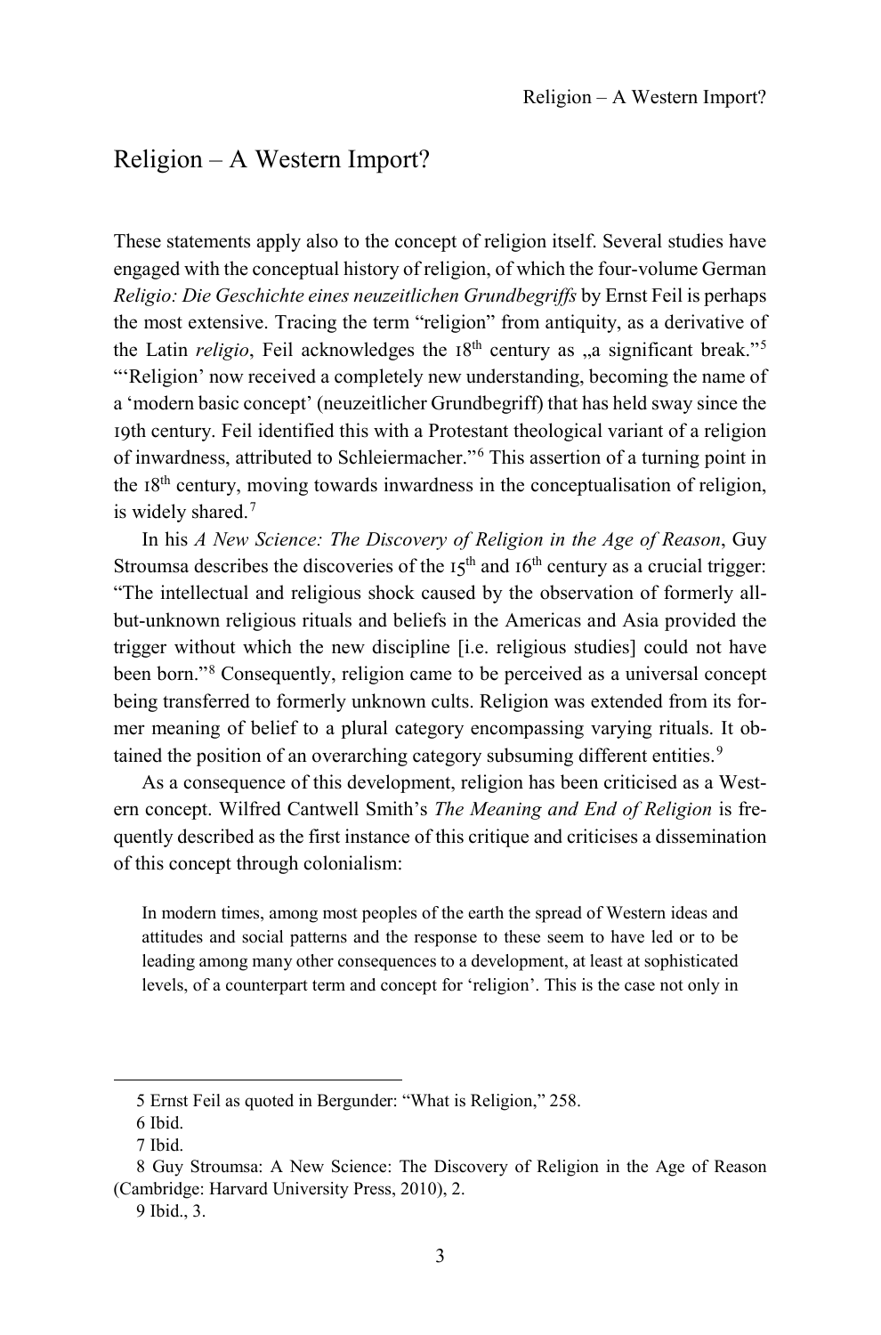# Religion – A Western Import?

These statements apply also to the concept of religion itself. Several studies have engaged with the conceptual history of religion, of which the four-volume German *Religio: Die Geschichte eines neuzeitlichen Grundbegriffs* by Ernst Feil is perhaps the most extensive. Tracing the term "religion" from antiquity, as a derivative of the Latin *religio*, Feil acknowledges the 18th century as „a significant break."[5] "'Religion' now received a completely new understanding, becoming the name of a 'modern basic concept' (neuzeitlicher Grundbegriff) that has held sway since the 19th century. Feil identified this with a Protestant theological variant of a religion of inwardness, attributed to Schleiermacher."[6] This assertion of a turning point in the 18th century, moving towards inwardness in the conceptualisation of religion, is widely shared.[7]

In his *A New Science: The Discovery of Religion in the Age of Reason*, Guy Stroumsa describes the discoveries of the 15th and 16th century as a crucial trigger: "The intellectual and religious shock caused by the observation of formerly all-but-unknown religious rituals and beliefs in the Americas and Asia provided the trigger without which the new discipline [i.e. religious studies] could not have been born."[8] Consequently, religion came to be perceived as a universal concept being transferred to formerly unknown cults. Religion was extended from its former meaning of belief to a plural category encompassing varying rituals. It obtained the position of an overarching category subsuming different entities.[9]

As a consequence of this development, religion has been criticised as a Western concept. Wilfred Cantwell Smith's *The Meaning and End of Religion* is frequently described as the first instance of this critique and criticises a dissemination of this concept through colonialism:

> In modern times, among most peoples of the earth the spread of Western ideas and attitudes and social patterns and the response to these seem to have led or to be leading among many other consequences to a development, at least at sophisticated levels, of a counterpart term and concept for 'religion'. This is the case not only in

---

5 Ernst Feil as quoted in Bergunder: "What is Religion," 258.

6 Ibid.

7 Ibid.

8 Guy Stroumsa: A New Science: The Discovery of Religion in the Age of Reason (Cambridge: Harvard University Press, 2010), 2.

9 Ibid., 3.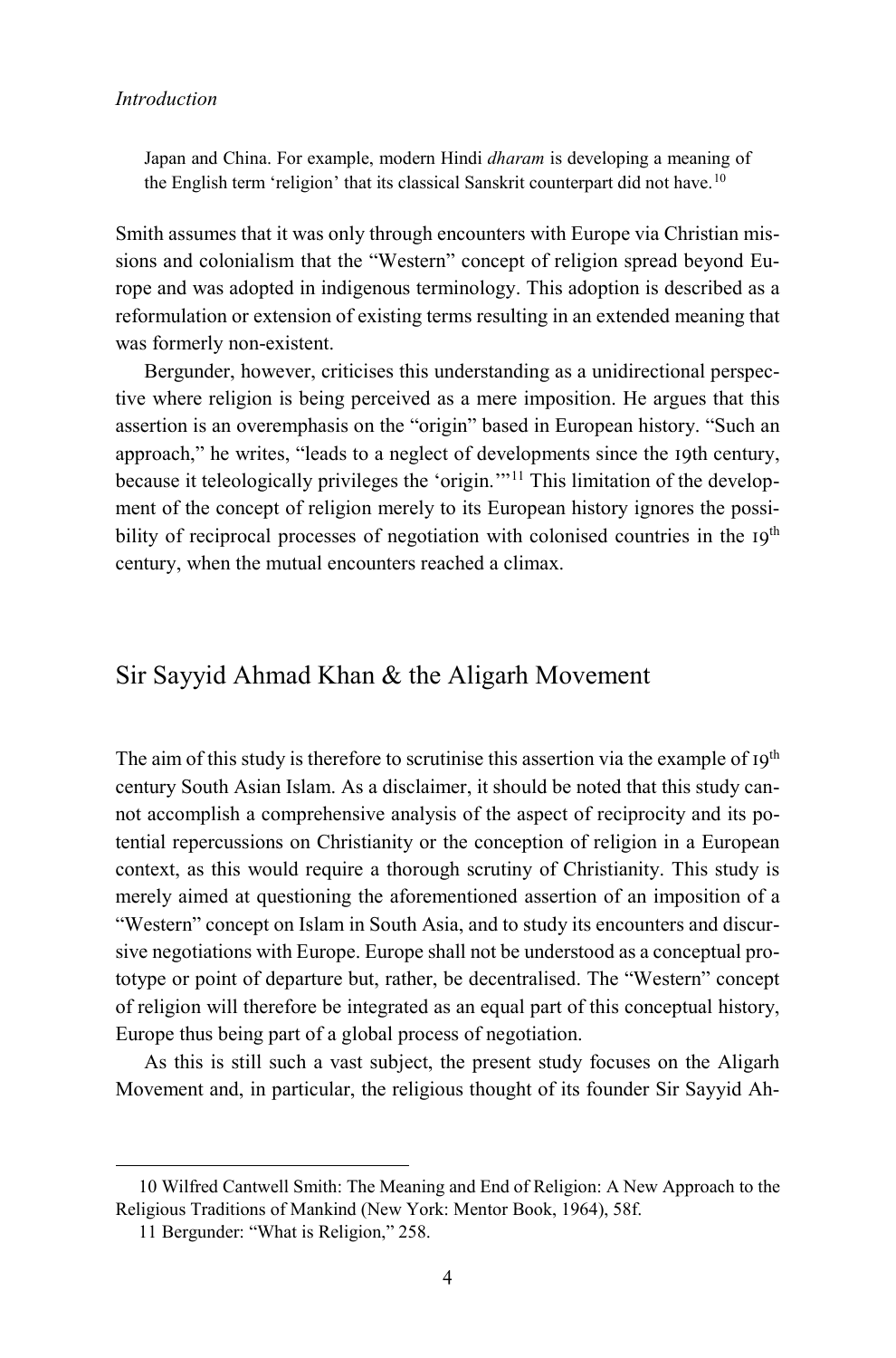> Japan and China. For example, modern Hindi *dharam* is developing a meaning of the English term 'religion' that its classical Sanskrit counterpart did not have.[10]

Smith assumes that it was only through encounters with Europe via Christian missions and colonialism that the "Western" concept of religion spread beyond Europe and was adopted in indigenous terminology. This adoption is described as a reformulation or extension of existing terms resulting in an extended meaning that was formerly non-existent.

Bergunder, however, criticises this understanding as a unidirectional perspective where religion is being perceived as a mere imposition. He argues that this assertion is an overemphasis on the "origin" based in European history. "Such an approach," he writes, "leads to a neglect of developments since the 19th century, because it teleologically privileges the 'origin.'"[11] This limitation of the development of the concept of religion merely to its European history ignores the possibility of reciprocal processes of negotiation with colonised countries in the 19th century, when the mutual encounters reached a climax.

## Sir Sayyid Ahmad Khan & the Aligarh Movement

The aim of this study is therefore to scrutinise this assertion via the example of 19th century South Asian Islam. As a disclaimer, it should be noted that this study cannot accomplish a comprehensive analysis of the aspect of reciprocity and its potential repercussions on Christianity or the conception of religion in a European context, as this would require a thorough scrutiny of Christianity. This study is merely aimed at questioning the aforementioned assertion of an imposition of a "Western" concept on Islam in South Asia, and to study its encounters and discursive negotiations with Europe. Europe shall not be understood as a conceptual prototype or point of departure but, rather, be decentralised. The "Western" concept of religion will therefore be integrated as an equal part of this conceptual history, Europe thus being part of a global process of negotiation.

As this is still such a vast subject, the present study focuses on the Aligarh Movement and, in particular, the religious thought of its founder Sir Sayyid Ah-

---

10 Wilfred Cantwell Smith: The Meaning and End of Religion: A New Approach to the Religious Traditions of Mankind (New York: Mentor Book, 1964), 58f.

11 Bergunder: "What is Religion," 258.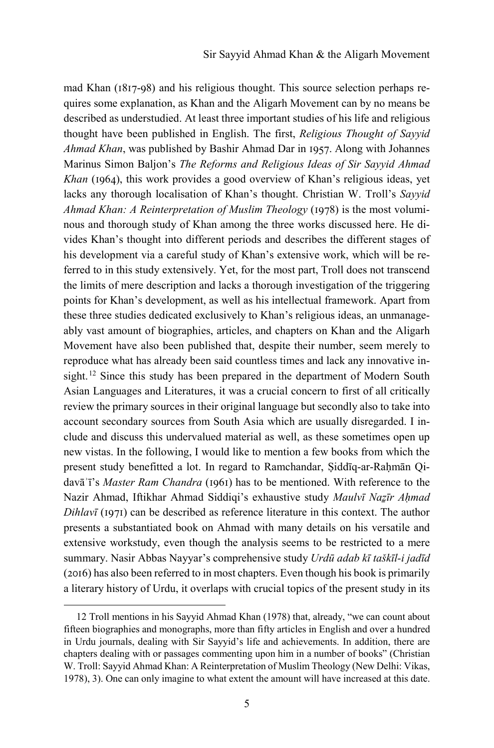mad Khan (1817-98) and his religious thought. This source selection perhaps requires some explanation, as Khan and the Aligarh Movement can by no means be described as understudied. At least three important studies of his life and religious thought have been published in English. The first, *Religious Thought of Sayyid Ahmad Khan*, was published by Bashir Ahmad Dar in 1957. Along with Johannes Marinus Simon Baljon's *The Reforms and Religious Ideas of Sir Sayyid Ahmad Khan* (1964), this work provides a good overview of Khan's religious ideas, yet lacks any thorough localisation of Khan's thought. Christian W. Troll's *Sayyid Ahmad Khan: A Reinterpretation of Muslim Theology* (1978) is the most voluminous and thorough study of Khan among the three works discussed here. He divides Khan's thought into different periods and describes the different stages of his development via a careful study of Khan's extensive work, which will be referred to in this study extensively. Yet, for the most part, Troll does not transcend the limits of mere description and lacks a thorough investigation of the triggering points for Khan's development, as well as his intellectual framework. Apart from these three studies dedicated exclusively to Khan's religious ideas, an unmanageably vast amount of biographies, articles, and chapters on Khan and the Aligarh Movement have also been published that, despite their number, seem merely to reproduce what has already been said countless times and lack any innovative insight.[12] Since this study has been prepared in the department of Modern South Asian Languages and Literatures, it was a crucial concern to first of all critically review the primary sources in their original language but secondly also to take into account secondary sources from South Asia which are usually disregarded. I include and discuss this undervalued material as well, as these sometimes open up new vistas. In the following, I would like to mention a few books from which the present study benefitted a lot. In regard to Ramchandar, Ṣiddīq-ar-Raḥmān Qidavā᾽ī's *Master Ram Chandra* (1961) has to be mentioned. With reference to the Nazir Ahmad, Iftikhar Ahmad Siddiqi's exhaustive study *Maulvī Naẕīr Aḥmad Dihlavī* (1971) can be described as reference literature in this context. The author presents a substantiated book on Ahmad with many details on his versatile and extensive workstudy, even though the analysis seems to be restricted to a mere summary. Nasir Abbas Nayyar's comprehensive study *Urdū adab kī taškīl-i jadīd* (2016) has also been referred to in most chapters. Even though his book is primarily a literary history of Urdu, it overlaps with crucial topics of the present study in its

---

12 Troll mentions in his Sayyid Ahmad Khan (1978) that, already, "we can count about fifteen biographies and monographs, more than fifty articles in English and over a hundred in Urdu journals, dealing with Sir Sayyid's life and achievements. In addition, there are chapters dealing with or passages commenting upon him in a number of books" (Christian W. Troll: Sayyid Ahmad Khan: A Reinterpretation of Muslim Theology (New Delhi: Vikas, 1978), 3). One can only imagine to what extent the amount will have increased at this date.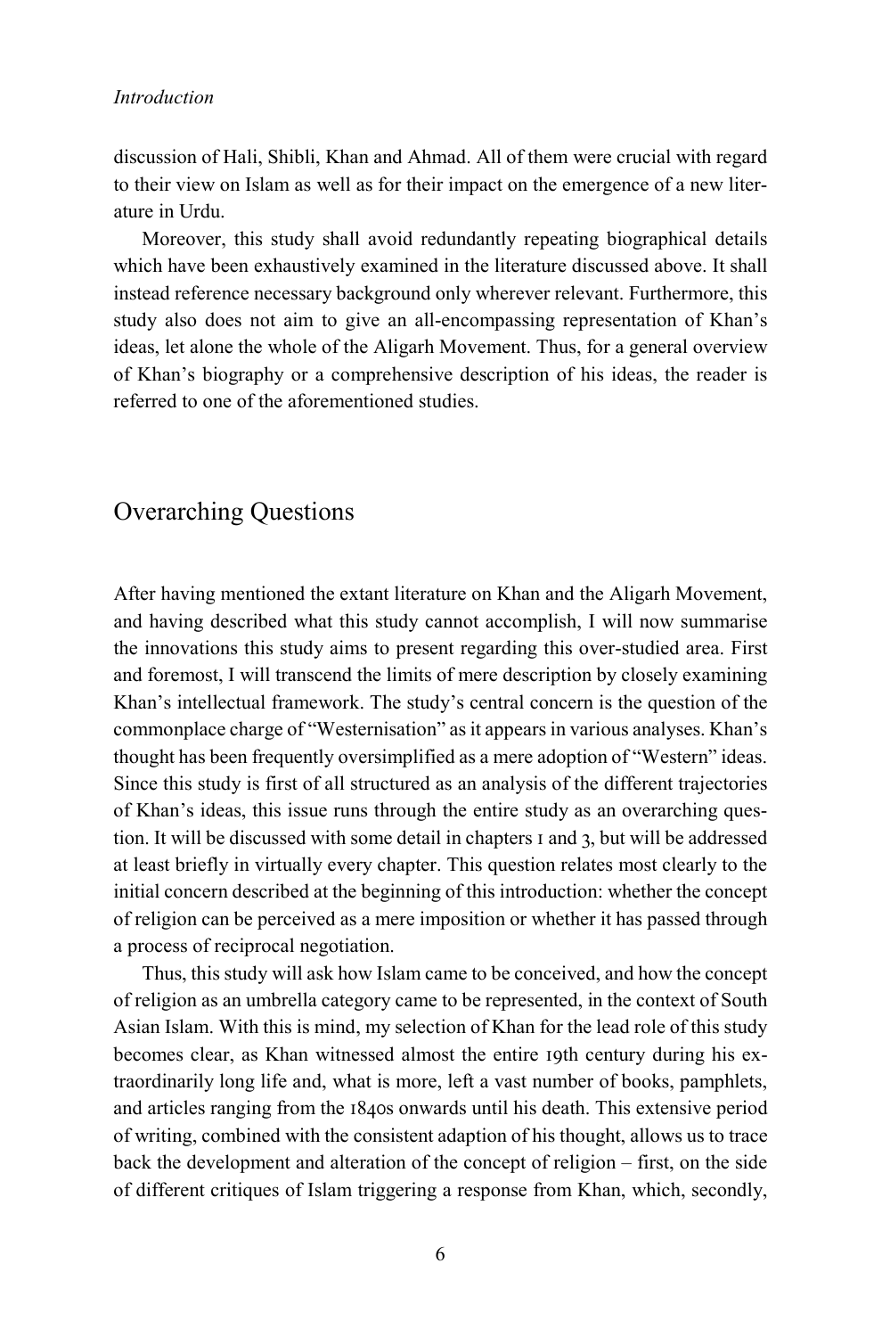discussion of Hali, Shibli, Khan and Ahmad. All of them were crucial with regard to their view on Islam as well as for their impact on the emergence of a new literature in Urdu.

Moreover, this study shall avoid redundantly repeating biographical details which have been exhaustively examined in the literature discussed above. It shall instead reference necessary background only wherever relevant. Furthermore, this study also does not aim to give an all-encompassing representation of Khan's ideas, let alone the whole of the Aligarh Movement. Thus, for a general overview of Khan's biography or a comprehensive description of his ideas, the reader is referred to one of the aforementioned studies.

## Overarching Questions

After having mentioned the extant literature on Khan and the Aligarh Movement, and having described what this study cannot accomplish, I will now summarise the innovations this study aims to present regarding this over-studied area. First and foremost, I will transcend the limits of mere description by closely examining Khan's intellectual framework. The study's central concern is the question of the commonplace charge of "Westernisation" as it appears in various analyses. Khan's thought has been frequently oversimplified as a mere adoption of "Western" ideas. Since this study is first of all structured as an analysis of the different trajectories of Khan's ideas, this issue runs through the entire study as an overarching question. It will be discussed with some detail in chapters 1 and 3, but will be addressed at least briefly in virtually every chapter. This question relates most clearly to the initial concern described at the beginning of this introduction: whether the concept of religion can be perceived as a mere imposition or whether it has passed through a process of reciprocal negotiation.

Thus, this study will ask how Islam came to be conceived, and how the concept of religion as an umbrella category came to be represented, in the context of South Asian Islam. With this is mind, my selection of Khan for the lead role of this study becomes clear, as Khan witnessed almost the entire 19th century during his extraordinarily long life and, what is more, left a vast number of books, pamphlets, and articles ranging from the 1840s onwards until his death. This extensive period of writing, combined with the consistent adaption of his thought, allows us to trace back the development and alteration of the concept of religion – first, on the side of different critiques of Islam triggering a response from Khan, which, secondly,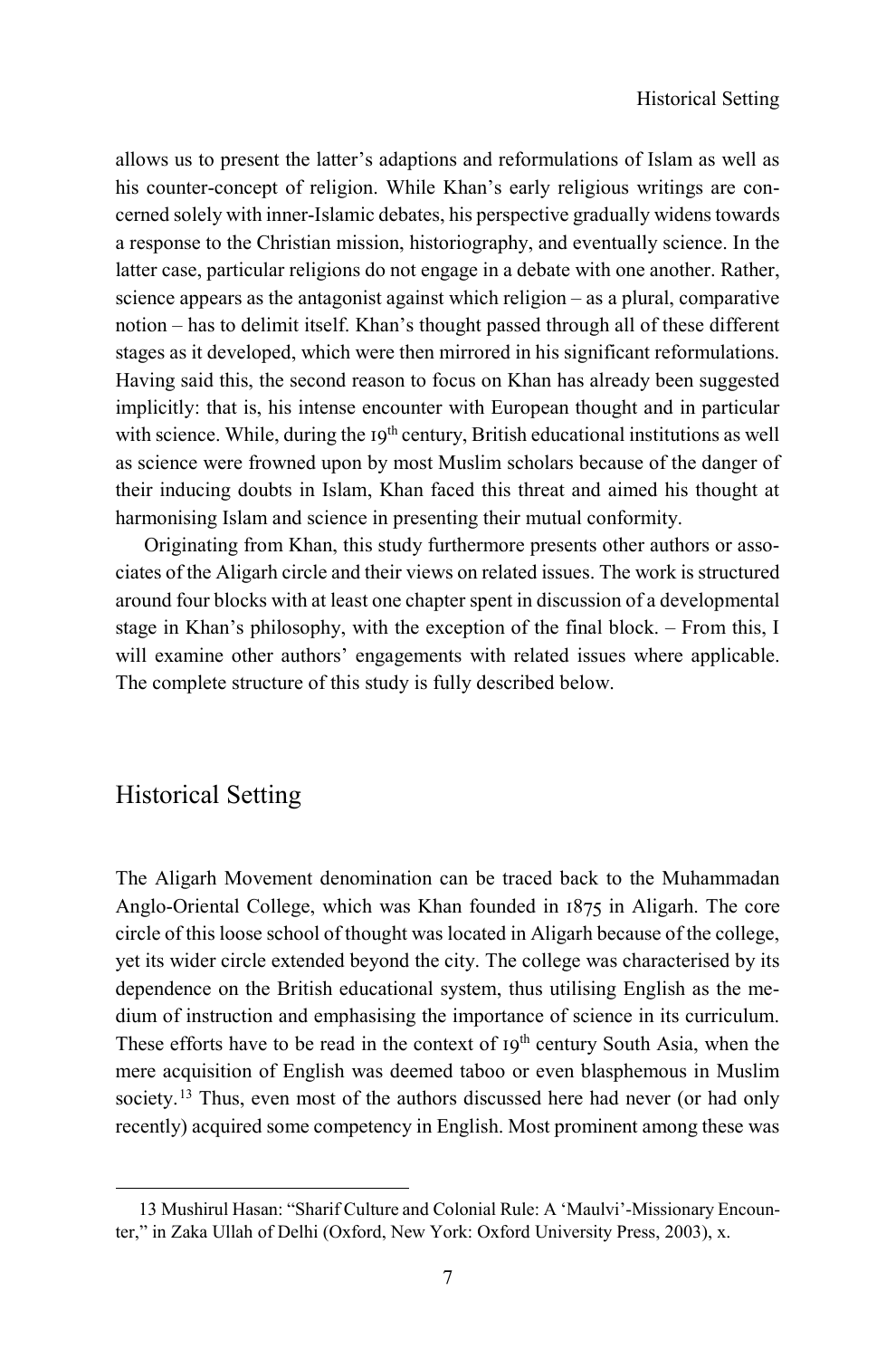allows us to present the latter's adaptions and reformulations of Islam as well as his counter-concept of religion. While Khan's early religious writings are concerned solely with inner-Islamic debates, his perspective gradually widens towards a response to the Christian mission, historiography, and eventually science. In the latter case, particular religions do not engage in a debate with one another. Rather, science appears as the antagonist against which religion – as a plural, comparative notion – has to delimit itself. Khan's thought passed through all of these different stages as it developed, which were then mirrored in his significant reformulations. Having said this, the second reason to focus on Khan has already been suggested implicitly: that is, his intense encounter with European thought and in particular with science. While, during the 19th century, British educational institutions as well as science were frowned upon by most Muslim scholars because of the danger of their inducing doubts in Islam, Khan faced this threat and aimed his thought at harmonising Islam and science in presenting their mutual conformity.

Originating from Khan, this study furthermore presents other authors or associates of the Aligarh circle and their views on related issues. The work is structured around four blocks with at least one chapter spent in discussion of a developmental stage in Khan's philosophy, with the exception of the final block. – From this, I will examine other authors' engagements with related issues where applicable. The complete structure of this study is fully described below.

## Historical Setting

The Aligarh Movement denomination can be traced back to the Muhammadan Anglo-Oriental College, which was Khan founded in 1875 in Aligarh. The core circle of this loose school of thought was located in Aligarh because of the college, yet its wider circle extended beyond the city. The college was characterised by its dependence on the British educational system, thus utilising English as the medium of instruction and emphasising the importance of science in its curriculum. These efforts have to be read in the context of 19th century South Asia, when the mere acquisition of English was deemed taboo or even blasphemous in Muslim society.[13] Thus, even most of the authors discussed here had never (or had only recently) acquired some competency in English. Most prominent among these was

---

13 Mushirul Hasan: "Sharif Culture and Colonial Rule: A 'Maulvi'-Missionary Encounter," in Zaka Ullah of Delhi (Oxford, New York: Oxford University Press, 2003), x.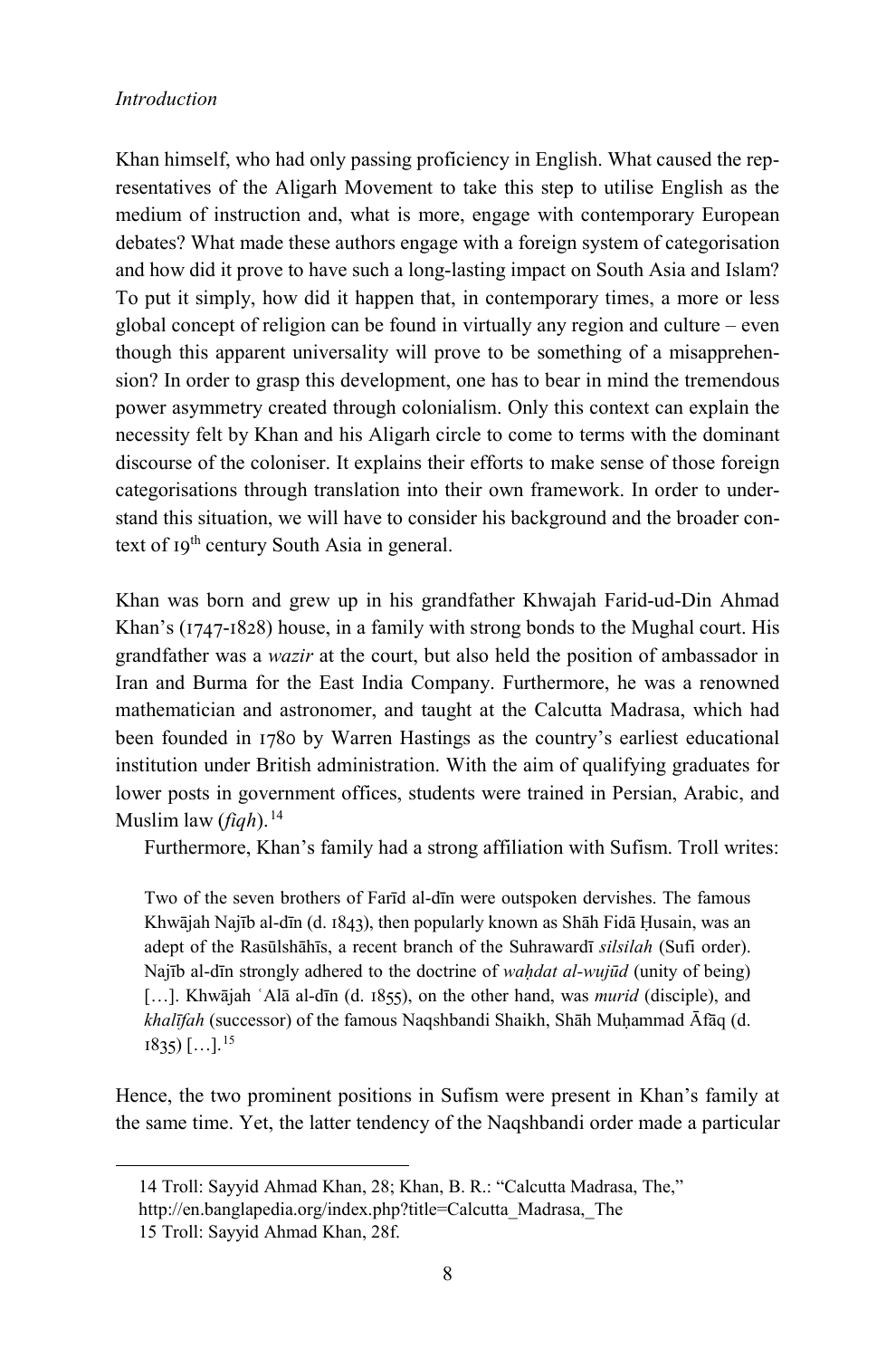Khan himself, who had only passing proficiency in English. What caused the representatives of the Aligarh Movement to take this step to utilise English as the medium of instruction and, what is more, engage with contemporary European debates? What made these authors engage with a foreign system of categorisation and how did it prove to have such a long-lasting impact on South Asia and Islam? To put it simply, how did it happen that, in contemporary times, a more or less global concept of religion can be found in virtually any region and culture – even though this apparent universality will prove to be something of a misapprehension? In order to grasp this development, one has to bear in mind the tremendous power asymmetry created through colonialism. Only this context can explain the necessity felt by Khan and his Aligarh circle to come to terms with the dominant discourse of the coloniser. It explains their efforts to make sense of those foreign categorisations through translation into their own framework. In order to understand this situation, we will have to consider his background and the broader context of 19th century South Asia in general.

Khan was born and grew up in his grandfather Khwajah Farid-ud-Din Ahmad Khan's (1747-1828) house, in a family with strong bonds to the Mughal court. His grandfather was a *wazir* at the court, but also held the position of ambassador in Iran and Burma for the East India Company. Furthermore, he was a renowned mathematician and astronomer, and taught at the Calcutta Madrasa, which had been founded in 1780 by Warren Hastings as the country's earliest educational institution under British administration. With the aim of qualifying graduates for lower posts in government offices, students were trained in Persian, Arabic, and Muslim law (*fiqh*).[14]

Furthermore, Khan's family had a strong affiliation with Sufism. Troll writes:

> Two of the seven brothers of Farīd al-dīn were outspoken dervishes. The famous Khwājah Najīb al-dīn (d. 1843), then popularly known as Shāh Fidā Ḥusain, was an adept of the Rasūlshāhīs, a recent branch of the Suhrawardī *silsilah* (Sufi order). Najīb al-dīn strongly adhered to the doctrine of *waḥdat al-wujūd* (unity of being) […]. Khwājah ʿAlā al-dīn (d. 1855), on the other hand, was *murid* (disciple), and *khalīfah* (successor) of the famous Naqshbandi Shaikh, Shāh Muḥammad Āfāq (d. 1835) […].[15]

Hence, the two prominent positions in Sufism were present in Khan's family at the same time. Yet, the latter tendency of the Naqshbandi order made a particular

14 Troll: Sayyid Ahmad Khan, 28; Khan, B. R.: "Calcutta Madrasa, The," http://en.banglapedia.org/index.php?title=Calcutta_Madrasa,_The

15 Troll: Sayyid Ahmad Khan, 28f.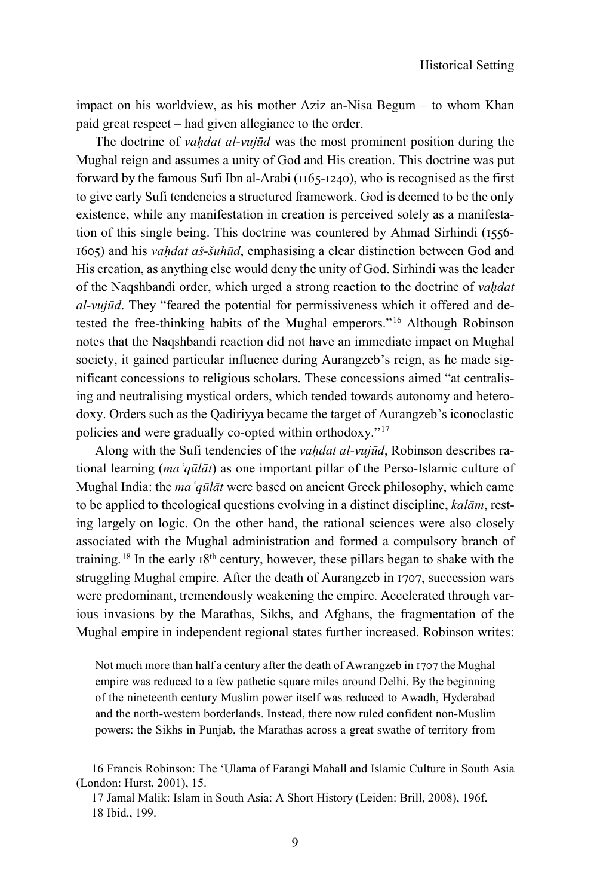impact on his worldview, as his mother Aziz an-Nisa Begum – to whom Khan paid great respect – had given allegiance to the order.

The doctrine of *vaḥdat al-vujūd* was the most prominent position during the Mughal reign and assumes a unity of God and His creation. This doctrine was put forward by the famous Sufi Ibn al-Arabi (1165-1240), who is recognised as the first to give early Sufi tendencies a structured framework. God is deemed to be the only existence, while any manifestation in creation is perceived solely as a manifestation of this single being. This doctrine was countered by Ahmad Sirhindi (1556-1605) and his *vaḥdat aš-šuhūd*, emphasising a clear distinction between God and His creation, as anything else would deny the unity of God. Sirhindi was the leader of the Naqshbandi order, which urged a strong reaction to the doctrine of *vaḥdat al-vujūd*. They "feared the potential for permissiveness which it offered and detested the free-thinking habits of the Mughal emperors."[16] Although Robinson notes that the Naqshbandi reaction did not have an immediate impact on Mughal society, it gained particular influence during Aurangzeb's reign, as he made significant concessions to religious scholars. These concessions aimed "at centralising and neutralising mystical orders, which tended towards autonomy and heterodoxy. Orders such as the Qadiriyya became the target of Aurangzeb's iconoclastic policies and were gradually co-opted within orthodoxy."[17]

Along with the Sufi tendencies of the *vaḥdat al-vujūd*, Robinson describes rational learning (*maʿqūlāt*) as one important pillar of the Perso-Islamic culture of Mughal India: the *maʿqūlāt* were based on ancient Greek philosophy, which came to be applied to theological questions evolving in a distinct discipline, *kalām*, resting largely on logic. On the other hand, the rational sciences were also closely associated with the Mughal administration and formed a compulsory branch of training.[18] In the early 18th century, however, these pillars began to shake with the struggling Mughal empire. After the death of Aurangzeb in 1707, succession wars were predominant, tremendously weakening the empire. Accelerated through various invasions by the Marathas, Sikhs, and Afghans, the fragmentation of the Mughal empire in independent regional states further increased. Robinson writes:

> Not much more than half a century after the death of Awrangzeb in 1707 the Mughal empire was reduced to a few pathetic square miles around Delhi. By the beginning of the nineteenth century Muslim power itself was reduced to Awadh, Hyderabad and the north-western borderlands. Instead, there now ruled confident non-Muslim powers: the Sikhs in Punjab, the Marathas across a great swathe of territory from

---

16 Francis Robinson: The 'Ulama of Farangi Mahall and Islamic Culture in South Asia (London: Hurst, 2001), 15.

17 Jamal Malik: Islam in South Asia: A Short History (Leiden: Brill, 2008), 196f.

18 Ibid., 199.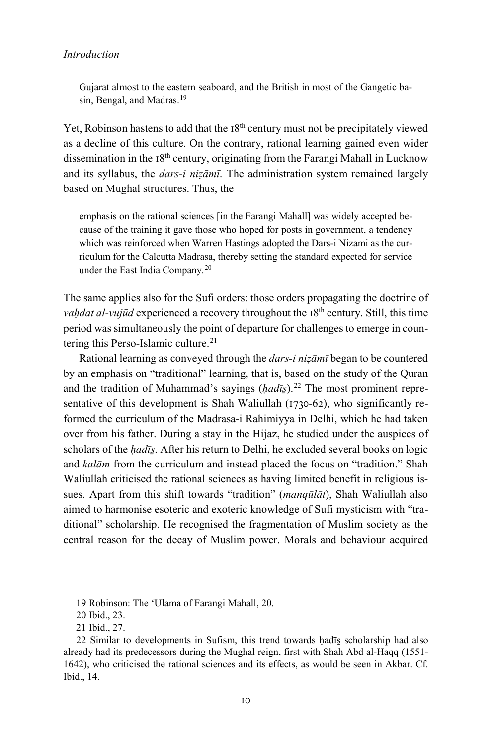Gujarat almost to the eastern seaboard, and the British in most of the Gangetic basin, Bengal, and Madras.[19]

Yet, Robinson hastens to add that the 18th century must not be precipitately viewed as a decline of this culture. On the contrary, rational learning gained even wider dissemination in the 18th century, originating from the Farangi Mahall in Lucknow and its syllabus, the *dars-i niẓāmī*. The administration system remained largely based on Mughal structures. Thus, the

> emphasis on the rational sciences [in the Farangi Mahall] was widely accepted because of the training it gave those who hoped for posts in government, a tendency which was reinforced when Warren Hastings adopted the Dars-i Nizami as the curriculum for the Calcutta Madrasa, thereby setting the standard expected for service under the East India Company.[20]

The same applies also for the Sufi orders: those orders propagating the doctrine of *vaḥdat al-vujūd* experienced a recovery throughout the 18th century. Still, this time period was simultaneously the point of departure for challenges to emerge in countering this Perso-Islamic culture.[21]

Rational learning as conveyed through the *dars-i niẓāmī* began to be countered by an emphasis on "traditional" learning, that is, based on the study of the Quran and the tradition of Muhammad's sayings (*ḥadīs̱*).[22] The most prominent representative of this development is Shah Waliullah (1730-62), who significantly reformed the curriculum of the Madrasa-i Rahimiyya in Delhi, which he had taken over from his father. During a stay in the Hijaz, he studied under the auspices of scholars of the *ḥadīs̱*. After his return to Delhi, he excluded several books on logic and *kalām* from the curriculum and instead placed the focus on "tradition." Shah Waliullah criticised the rational sciences as having limited benefit in religious issues. Apart from this shift towards "tradition" (*manqūlāt*), Shah Waliullah also aimed to harmonise esoteric and exoteric knowledge of Sufi mysticism with "traditional" scholarship. He recognised the fragmentation of Muslim society as the central reason for the decay of Muslim power. Morals and behaviour acquired

---

19 Robinson: The 'Ulama of Farangi Mahall, 20.

20 Ibid., 23.

21 Ibid., 27.

22 Similar to developments in Sufism, this trend towards ḥadīs̱ scholarship had also already had its predecessors during the Mughal reign, first with Shah Abd al-Haqq (1551-1642), who criticised the rational sciences and its effects, as would be seen in Akbar. Cf. Ibid., 14.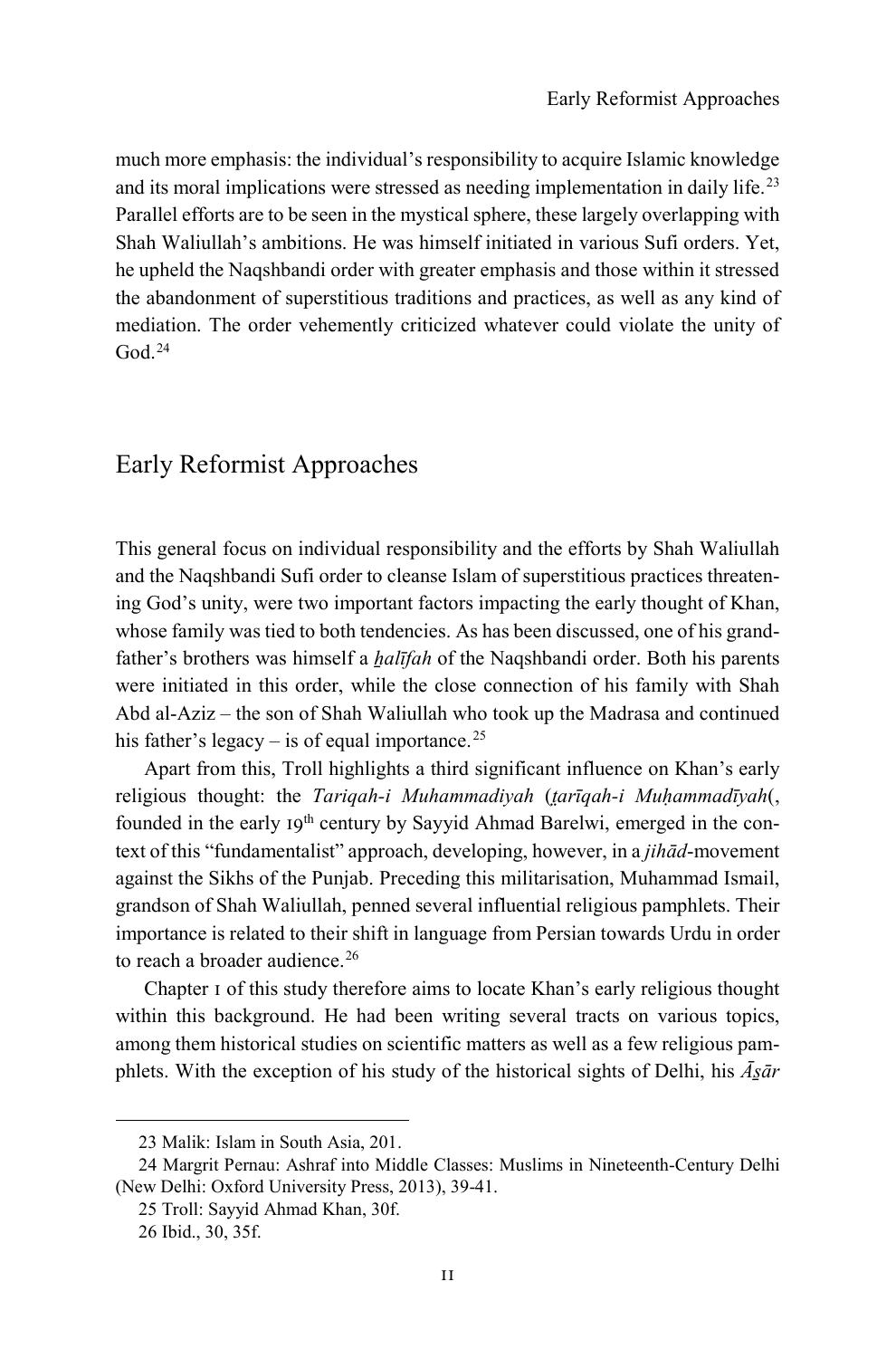much more emphasis: the individual's responsibility to acquire Islamic knowledge and its moral implications were stressed as needing implementation in daily life.[23] Parallel efforts are to be seen in the mystical sphere, these largely overlapping with Shah Waliullah's ambitions. He was himself initiated in various Sufi orders. Yet, he upheld the Naqshbandi order with greater emphasis and those within it stressed the abandonment of superstitious traditions and practices, as well as any kind of mediation. The order vehemently criticized whatever could violate the unity of God.[24]

## Early Reformist Approaches

This general focus on individual responsibility and the efforts by Shah Waliullah and the Naqshbandi Sufi order to cleanse Islam of superstitious practices threatening God's unity, were two important factors impacting the early thought of Khan, whose family was tied to both tendencies. As has been discussed, one of his grandfather's brothers was himself a *ḫalīfah* of the Naqshbandi order. Both his parents were initiated in this order, while the close connection of his family with Shah Abd al-Aziz – the son of Shah Waliullah who took up the Madrasa and continued his father's legacy – is of equal importance.[25]

Apart from this, Troll highlights a third significant influence on Khan's early religious thought: the *Tariqah-i Muhammadiyah* (*ṭarīqah-i Muḥammadīyah*(, founded in the early 19th century by Sayyid Ahmad Barelwi, emerged in the context of this "fundamentalist" approach, developing, however, in a *jihād*-movement against the Sikhs of the Punjab. Preceding this militarisation, Muhammad Ismail, grandson of Shah Waliullah, penned several influential religious pamphlets. Their importance is related to their shift in language from Persian towards Urdu in order to reach a broader audience.[26]

Chapter 1 of this study therefore aims to locate Khan's early religious thought within this background. He had been writing several tracts on various topics, among them historical studies on scientific matters as well as a few religious pamphlets. With the exception of his study of the historical sights of Delhi, his *Āṯār*

---

23 Malik: Islam in South Asia, 201.

24 Margrit Pernau: Ashraf into Middle Classes: Muslims in Nineteenth-Century Delhi (New Delhi: Oxford University Press, 2013), 39-41.

25 Troll: Sayyid Ahmad Khan, 30f.

26 Ibid., 30, 35f.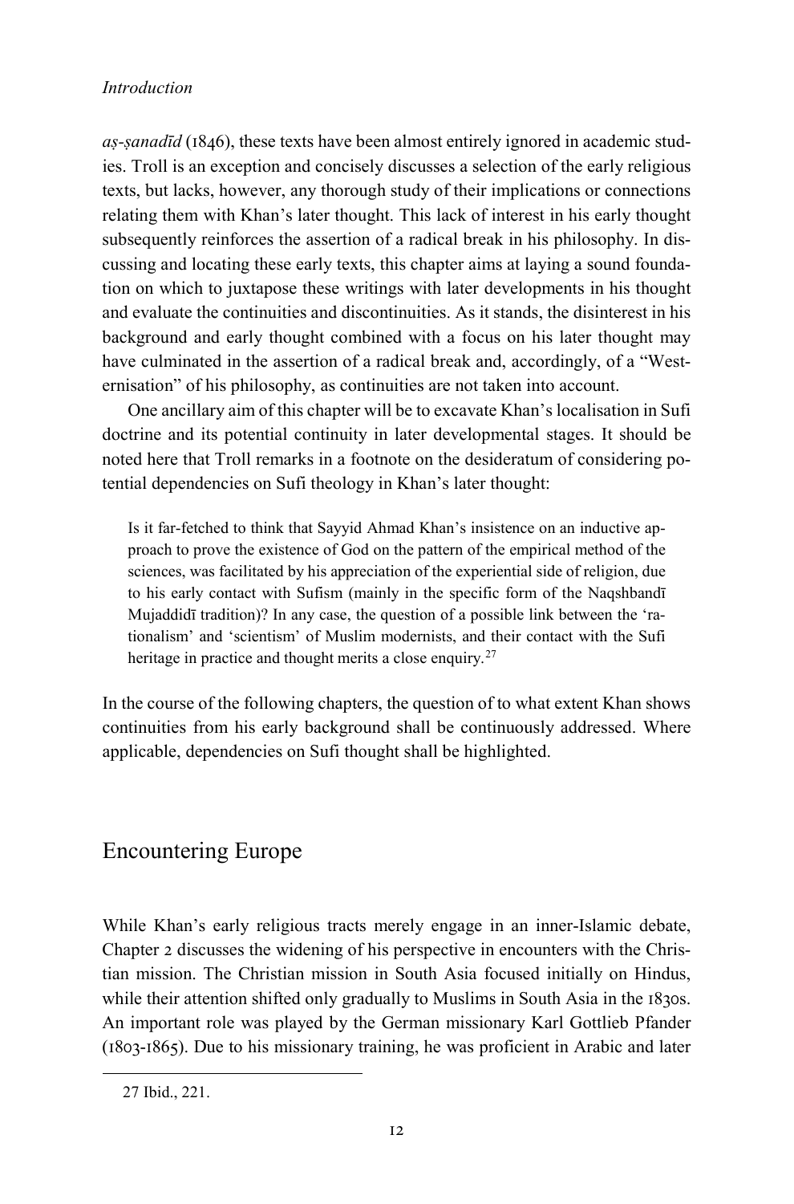*aṣ-ṣanadīd* (1846), these texts have been almost entirely ignored in academic studies. Troll is an exception and concisely discusses a selection of the early religious texts, but lacks, however, any thorough study of their implications or connections relating them with Khan's later thought. This lack of interest in his early thought subsequently reinforces the assertion of a radical break in his philosophy. In discussing and locating these early texts, this chapter aims at laying a sound foundation on which to juxtapose these writings with later developments in his thought and evaluate the continuities and discontinuities. As it stands, the disinterest in his background and early thought combined with a focus on his later thought may have culminated in the assertion of a radical break and, accordingly, of a "Westernisation" of his philosophy, as continuities are not taken into account.

One ancillary aim of this chapter will be to excavate Khan's localisation in Sufi doctrine and its potential continuity in later developmental stages. It should be noted here that Troll remarks in a footnote on the desideratum of considering potential dependencies on Sufi theology in Khan's later thought:

> Is it far-fetched to think that Sayyid Ahmad Khan's insistence on an inductive approach to prove the existence of God on the pattern of the empirical method of the sciences, was facilitated by his appreciation of the experiential side of religion, due to his early contact with Sufism (mainly in the specific form of the Naqshbandī Mujaddidī tradition)? In any case, the question of a possible link between the 'rationalism' and 'scientism' of Muslim modernists, and their contact with the Sufi heritage in practice and thought merits a close enquiry.[27]

In the course of the following chapters, the question of to what extent Khan shows continuities from his early background shall be continuously addressed. Where applicable, dependencies on Sufi thought shall be highlighted.

## Encountering Europe

While Khan's early religious tracts merely engage in an inner-Islamic debate, Chapter 2 discusses the widening of his perspective in encounters with the Christian mission. The Christian mission in South Asia focused initially on Hindus, while their attention shifted only gradually to Muslims in South Asia in the 1830s. An important role was played by the German missionary Karl Gottlieb Pfander (1803-1865). Due to his missionary training, he was proficient in Arabic and later

27 Ibid., 221.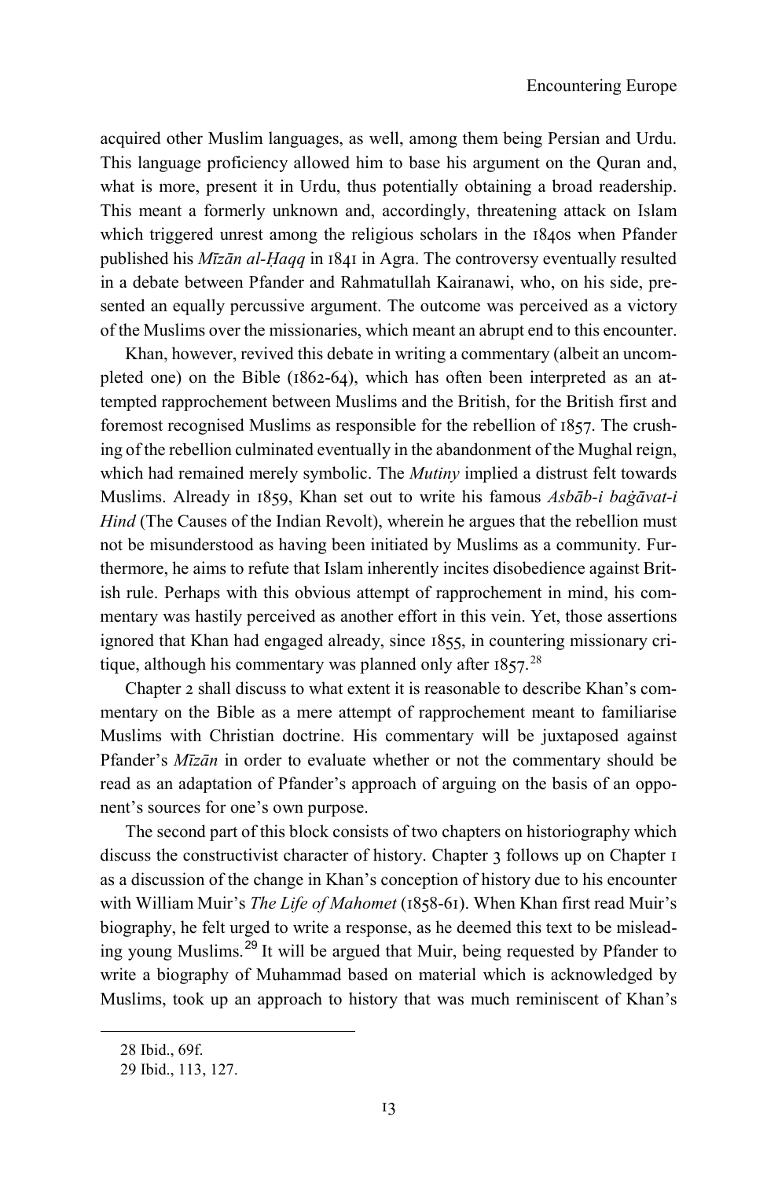acquired other Muslim languages, as well, among them being Persian and Urdu. This language proficiency allowed him to base his argument on the Quran and, what is more, present it in Urdu, thus potentially obtaining a broad readership. This meant a formerly unknown and, accordingly, threatening attack on Islam which triggered unrest among the religious scholars in the 1840s when Pfander published his *Mīzān al-Ḥaqq* in 1841 in Agra. The controversy eventually resulted in a debate between Pfander and Rahmatullah Kairanawi, who, on his side, presented an equally percussive argument. The outcome was perceived as a victory of the Muslims over the missionaries, which meant an abrupt end to this encounter.

Khan, however, revived this debate in writing a commentary (albeit an uncompleted one) on the Bible (1862-64), which has often been interpreted as an attempted rapprochement between Muslims and the British, for the British first and foremost recognised Muslims as responsible for the rebellion of 1857. The crushing of the rebellion culminated eventually in the abandonment of the Mughal reign, which had remained merely symbolic. The *Mutiny* implied a distrust felt towards Muslims. Already in 1859, Khan set out to write his famous *Asbāb-i baġāvat-i Hind* (The Causes of the Indian Revolt), wherein he argues that the rebellion must not be misunderstood as having been initiated by Muslims as a community. Furthermore, he aims to refute that Islam inherently incites disobedience against British rule. Perhaps with this obvious attempt of rapprochement in mind, his commentary was hastily perceived as another effort in this vein. Yet, those assertions ignored that Khan had engaged already, since 1855, in countering missionary critique, although his commentary was planned only after 1857.[28]

Chapter 2 shall discuss to what extent it is reasonable to describe Khan's commentary on the Bible as a mere attempt of rapprochement meant to familiarise Muslims with Christian doctrine. His commentary will be juxtaposed against Pfander's *Mīzān* in order to evaluate whether or not the commentary should be read as an adaptation of Pfander's approach of arguing on the basis of an opponent's sources for one's own purpose.

The second part of this block consists of two chapters on historiography which discuss the constructivist character of history. Chapter 3 follows up on Chapter 1 as a discussion of the change in Khan's conception of history due to his encounter with William Muir's *The Life of Mahomet* (1858-61). When Khan first read Muir's biography, he felt urged to write a response, as he deemed this text to be misleading young Muslims.[29] It will be argued that Muir, being requested by Pfander to write a biography of Muhammad based on material which is acknowledged by Muslims, took up an approach to history that was much reminiscent of Khan's

28 Ibid., 69f.

29 Ibid., 113, 127.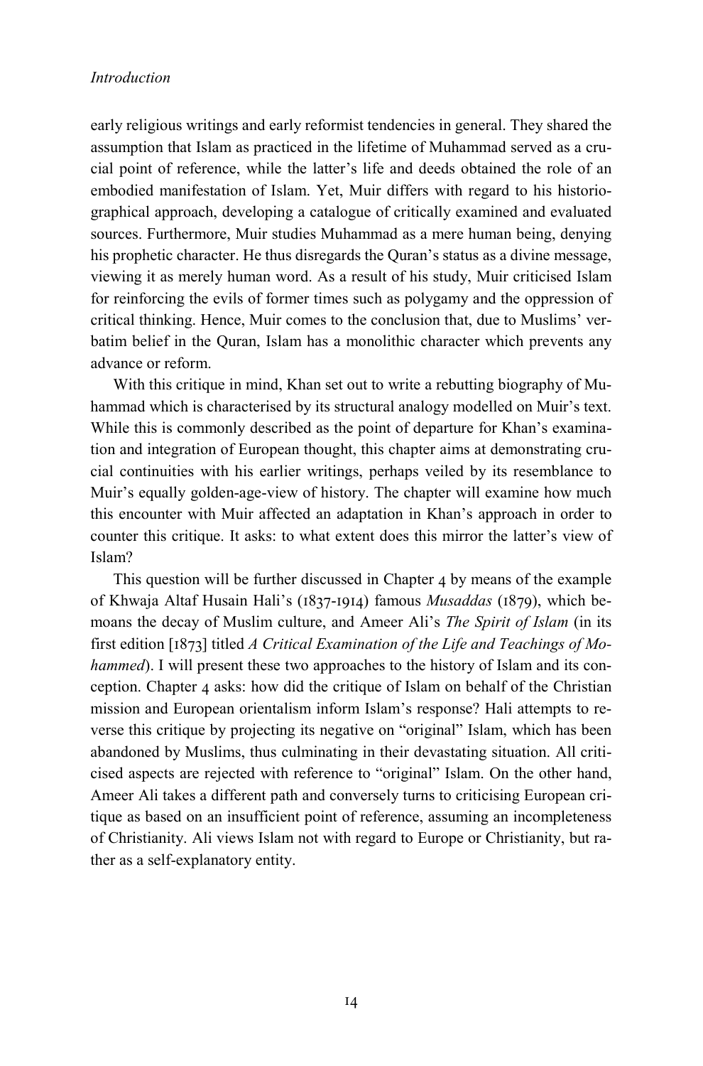early religious writings and early reformist tendencies in general. They shared the assumption that Islam as practiced in the lifetime of Muhammad served as a crucial point of reference, while the latter's life and deeds obtained the role of an embodied manifestation of Islam. Yet, Muir differs with regard to his historiographical approach, developing a catalogue of critically examined and evaluated sources. Furthermore, Muir studies Muhammad as a mere human being, denying his prophetic character. He thus disregards the Quran's status as a divine message, viewing it as merely human word. As a result of his study, Muir criticised Islam for reinforcing the evils of former times such as polygamy and the oppression of critical thinking. Hence, Muir comes to the conclusion that, due to Muslims' verbatim belief in the Quran, Islam has a monolithic character which prevents any advance or reform.

With this critique in mind, Khan set out to write a rebutting biography of Muhammad which is characterised by its structural analogy modelled on Muir's text. While this is commonly described as the point of departure for Khan's examination and integration of European thought, this chapter aims at demonstrating crucial continuities with his earlier writings, perhaps veiled by its resemblance to Muir's equally golden-age-view of history. The chapter will examine how much this encounter with Muir affected an adaptation in Khan's approach in order to counter this critique. It asks: to what extent does this mirror the latter's view of Islam?

This question will be further discussed in Chapter 4 by means of the example of Khwaja Altaf Husain Hali's (1837-1914) famous *Musaddas* (1879), which bemoans the decay of Muslim culture, and Ameer Ali's *The Spirit of Islam* (in its first edition [1873] titled *A Critical Examination of the Life and Teachings of Mohammed*). I will present these two approaches to the history of Islam and its conception. Chapter 4 asks: how did the critique of Islam on behalf of the Christian mission and European orientalism inform Islam's response? Hali attempts to reverse this critique by projecting its negative on "original" Islam, which has been abandoned by Muslims, thus culminating in their devastating situation. All criticised aspects are rejected with reference to "original" Islam. On the other hand, Ameer Ali takes a different path and conversely turns to criticising European critique as based on an insufficient point of reference, assuming an incompleteness of Christianity. Ali views Islam not with regard to Europe or Christianity, but rather as a self-explanatory entity.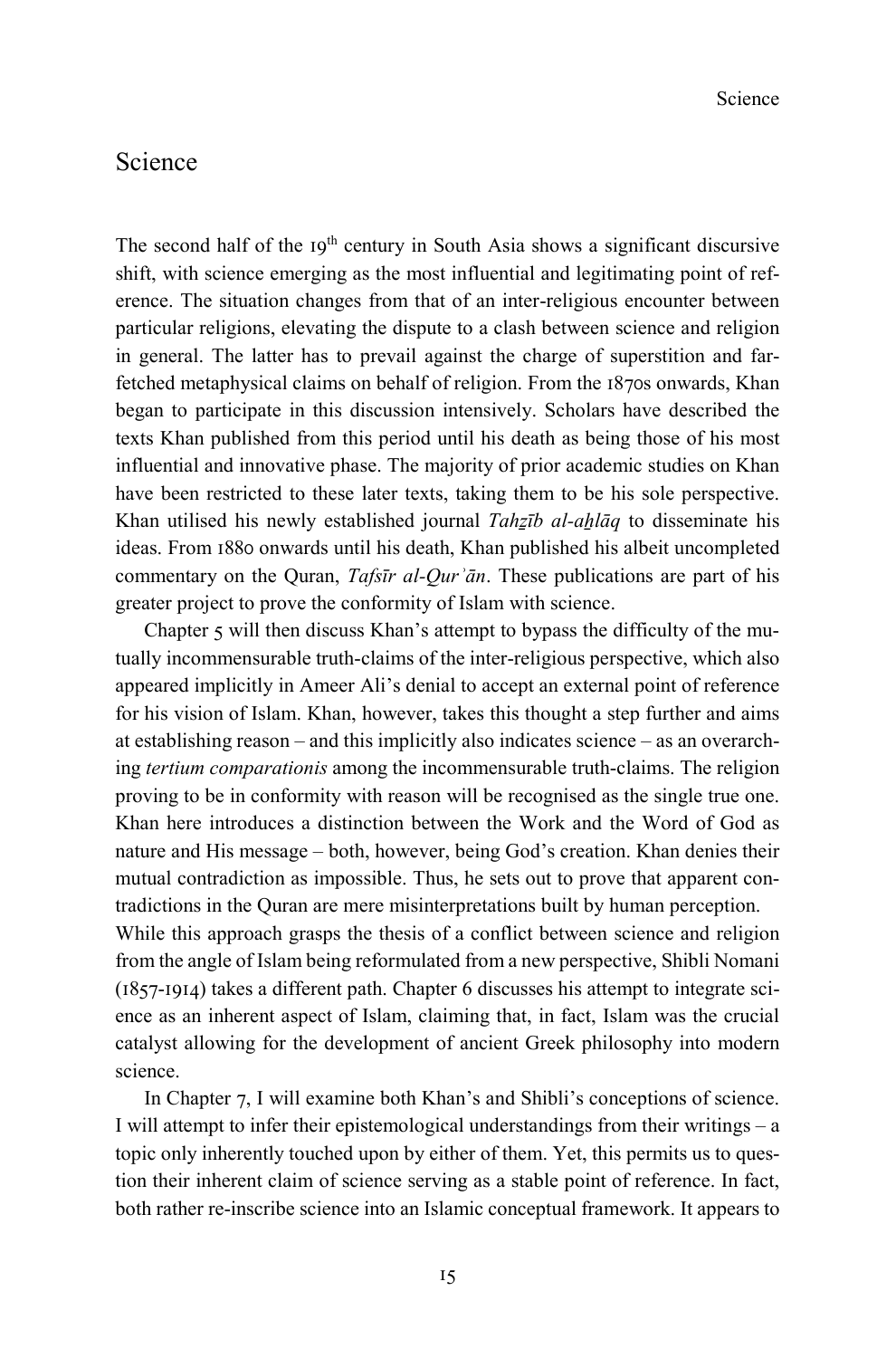## Science

The second half of the 19th century in South Asia shows a significant discursive shift, with science emerging as the most influential and legitimating point of reference. The situation changes from that of an inter-religious encounter between particular religions, elevating the dispute to a clash between science and religion in general. The latter has to prevail against the charge of superstition and far-fetched metaphysical claims on behalf of religion. From the 1870s onwards, Khan began to participate in this discussion intensively. Scholars have described the texts Khan published from this period until his death as being those of his most influential and innovative phase. The majority of prior academic studies on Khan have been restricted to these later texts, taking them to be his sole perspective. Khan utilised his newly established journal *Tahẕīb al-aḫlāq* to disseminate his ideas. From 1880 onwards until his death, Khan published his albeit uncompleted commentary on the Quran, *Tafsīr al-Qurʾān*. These publications are part of his greater project to prove the conformity of Islam with science.

Chapter 5 will then discuss Khan's attempt to bypass the difficulty of the mutually incommensurable truth-claims of the inter-religious perspective, which also appeared implicitly in Ameer Ali's denial to accept an external point of reference for his vision of Islam. Khan, however, takes this thought a step further and aims at establishing reason – and this implicitly also indicates science – as an overarching *tertium comparationis* among the incommensurable truth-claims. The religion proving to be in conformity with reason will be recognised as the single true one. Khan here introduces a distinction between the Work and the Word of God as nature and His message – both, however, being God's creation. Khan denies their mutual contradiction as impossible. Thus, he sets out to prove that apparent contradictions in the Quran are mere misinterpretations built by human perception.

While this approach grasps the thesis of a conflict between science and religion from the angle of Islam being reformulated from a new perspective, Shibli Nomani (1857-1914) takes a different path. Chapter 6 discusses his attempt to integrate science as an inherent aspect of Islam, claiming that, in fact, Islam was the crucial catalyst allowing for the development of ancient Greek philosophy into modern science.

In Chapter 7, I will examine both Khan's and Shibli's conceptions of science. I will attempt to infer their epistemological understandings from their writings – a topic only inherently touched upon by either of them. Yet, this permits us to question their inherent claim of science serving as a stable point of reference. In fact, both rather re-inscribe science into an Islamic conceptual framework. It appears to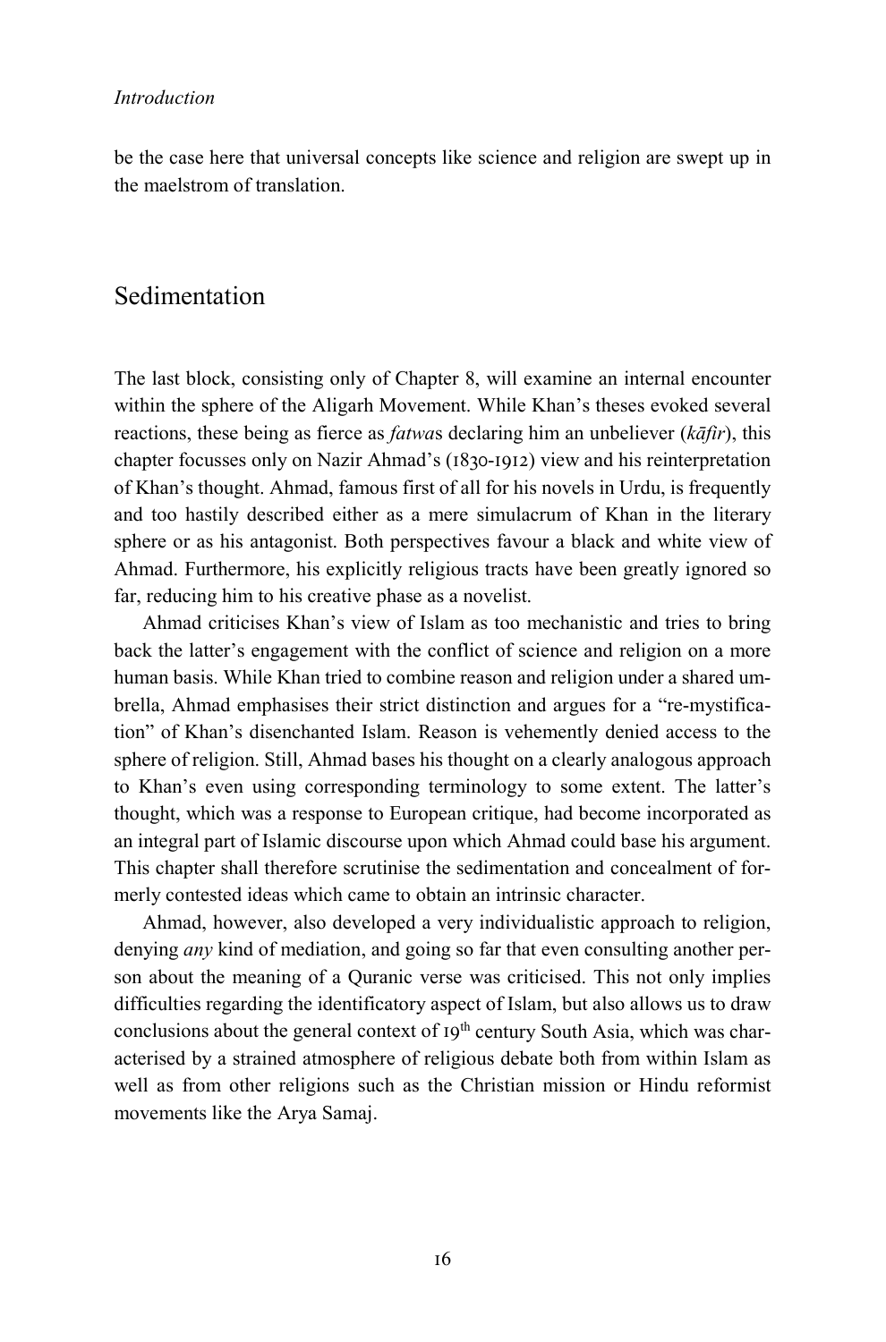be the case here that universal concepts like science and religion are swept up in the maelstrom of translation.

## Sedimentation

The last block, consisting only of Chapter 8, will examine an internal encounter within the sphere of the Aligarh Movement. While Khan's theses evoked several reactions, these being as fierce as *fatwa*s declaring him an unbeliever (*kāfir*), this chapter focusses only on Nazir Ahmad's (1830-1912) view and his reinterpretation of Khan's thought. Ahmad, famous first of all for his novels in Urdu, is frequently and too hastily described either as a mere simulacrum of Khan in the literary sphere or as his antagonist. Both perspectives favour a black and white view of Ahmad. Furthermore, his explicitly religious tracts have been greatly ignored so far, reducing him to his creative phase as a novelist.

Ahmad criticises Khan's view of Islam as too mechanistic and tries to bring back the latter's engagement with the conflict of science and religion on a more human basis. While Khan tried to combine reason and religion under a shared umbrella, Ahmad emphasises their strict distinction and argues for a "re-mystification" of Khan's disenchanted Islam. Reason is vehemently denied access to the sphere of religion. Still, Ahmad bases his thought on a clearly analogous approach to Khan's even using corresponding terminology to some extent. The latter's thought, which was a response to European critique, had become incorporated as an integral part of Islamic discourse upon which Ahmad could base his argument. This chapter shall therefore scrutinise the sedimentation and concealment of formerly contested ideas which came to obtain an intrinsic character.

Ahmad, however, also developed a very individualistic approach to religion, denying *any* kind of mediation, and going so far that even consulting another person about the meaning of a Quranic verse was criticised. This not only implies difficulties regarding the identificatory aspect of Islam, but also allows us to draw conclusions about the general context of 19th century South Asia, which was characterised by a strained atmosphere of religious debate both from within Islam as well as from other religions such as the Christian mission or Hindu reformist movements like the Arya Samaj.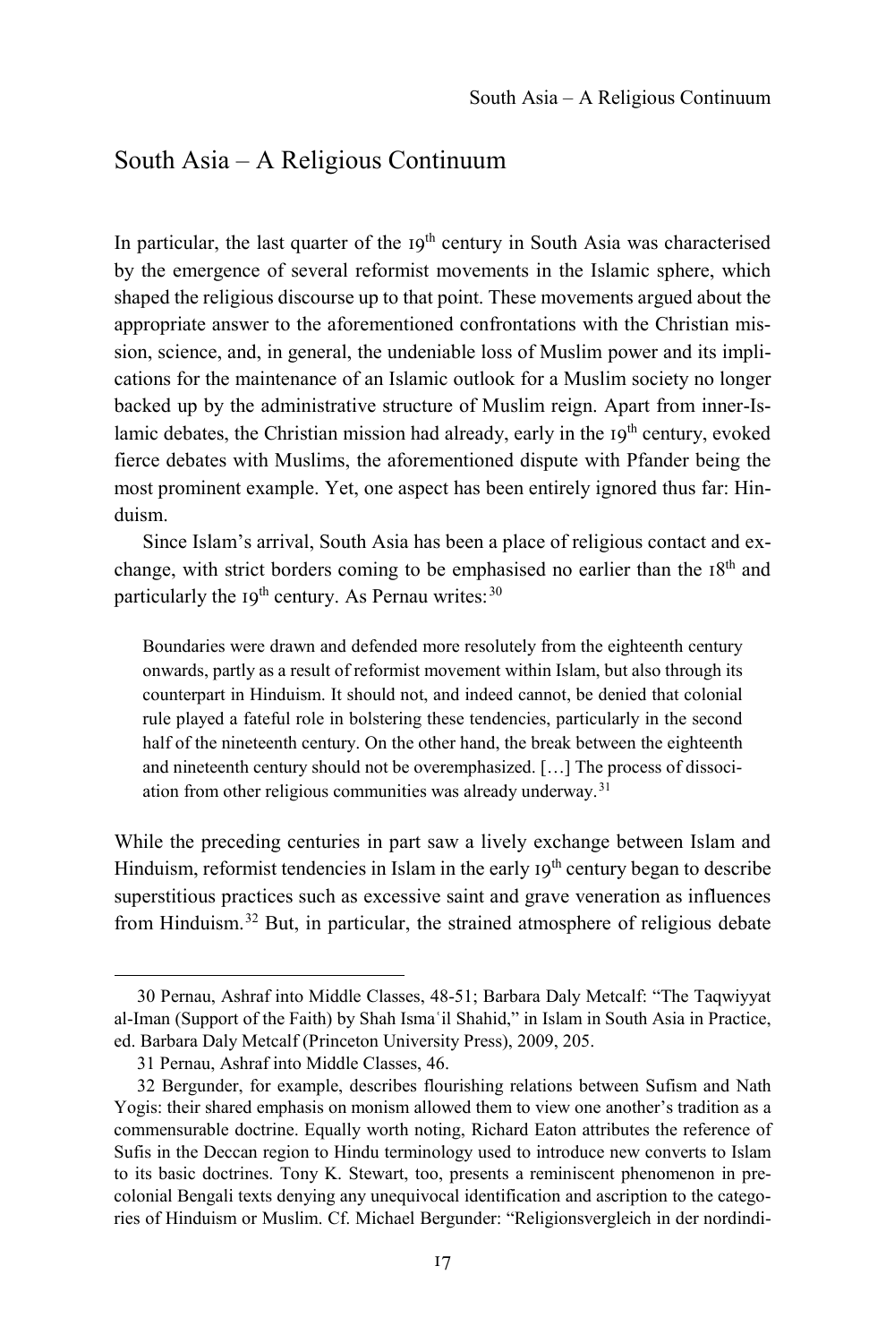## South Asia – A Religious Continuum

In particular, the last quarter of the 19th century in South Asia was characterised by the emergence of several reformist movements in the Islamic sphere, which shaped the religious discourse up to that point. These movements argued about the appropriate answer to the aforementioned confrontations with the Christian mission, science, and, in general, the undeniable loss of Muslim power and its implications for the maintenance of an Islamic outlook for a Muslim society no longer backed up by the administrative structure of Muslim reign. Apart from inner-Islamic debates, the Christian mission had already, early in the 19th century, evoked fierce debates with Muslims, the aforementioned dispute with Pfander being the most prominent example. Yet, one aspect has been entirely ignored thus far: Hinduism.

Since Islam's arrival, South Asia has been a place of religious contact and exchange, with strict borders coming to be emphasised no earlier than the 18th and particularly the 19th century. As Pernau writes:[30]

> Boundaries were drawn and defended more resolutely from the eighteenth century onwards, partly as a result of reformist movement within Islam, but also through its counterpart in Hinduism. It should not, and indeed cannot, be denied that colonial rule played a fateful role in bolstering these tendencies, particularly in the second half of the nineteenth century. On the other hand, the break between the eighteenth and nineteenth century should not be overemphasized. […] The process of dissociation from other religious communities was already underway.[31]

While the preceding centuries in part saw a lively exchange between Islam and Hinduism, reformist tendencies in Islam in the early 19th century began to describe superstitious practices such as excessive saint and grave veneration as influences from Hinduism.[32] But, in particular, the strained atmosphere of religious debate

---

30 Pernau, Ashraf into Middle Classes, 48-51; Barbara Daly Metcalf: "The Taqwiyyat al-Iman (Support of the Faith) by Shah Ismaʿil Shahid," in Islam in South Asia in Practice, ed. Barbara Daly Metcalf (Princeton University Press), 2009, 205.

31 Pernau, Ashraf into Middle Classes, 46.

32 Bergunder, for example, describes flourishing relations between Sufism and Nath Yogis: their shared emphasis on monism allowed them to view one another's tradition as a commensurable doctrine. Equally worth noting, Richard Eaton attributes the reference of Sufis in the Deccan region to Hindu terminology used to introduce new converts to Islam to its basic doctrines. Tony K. Stewart, too, presents a reminiscent phenomenon in precolonial Bengali texts denying any unequivocal identification and ascription to the categories of Hinduism or Muslim. Cf. Michael Bergunder: "Religionsvergleich in der nordindi-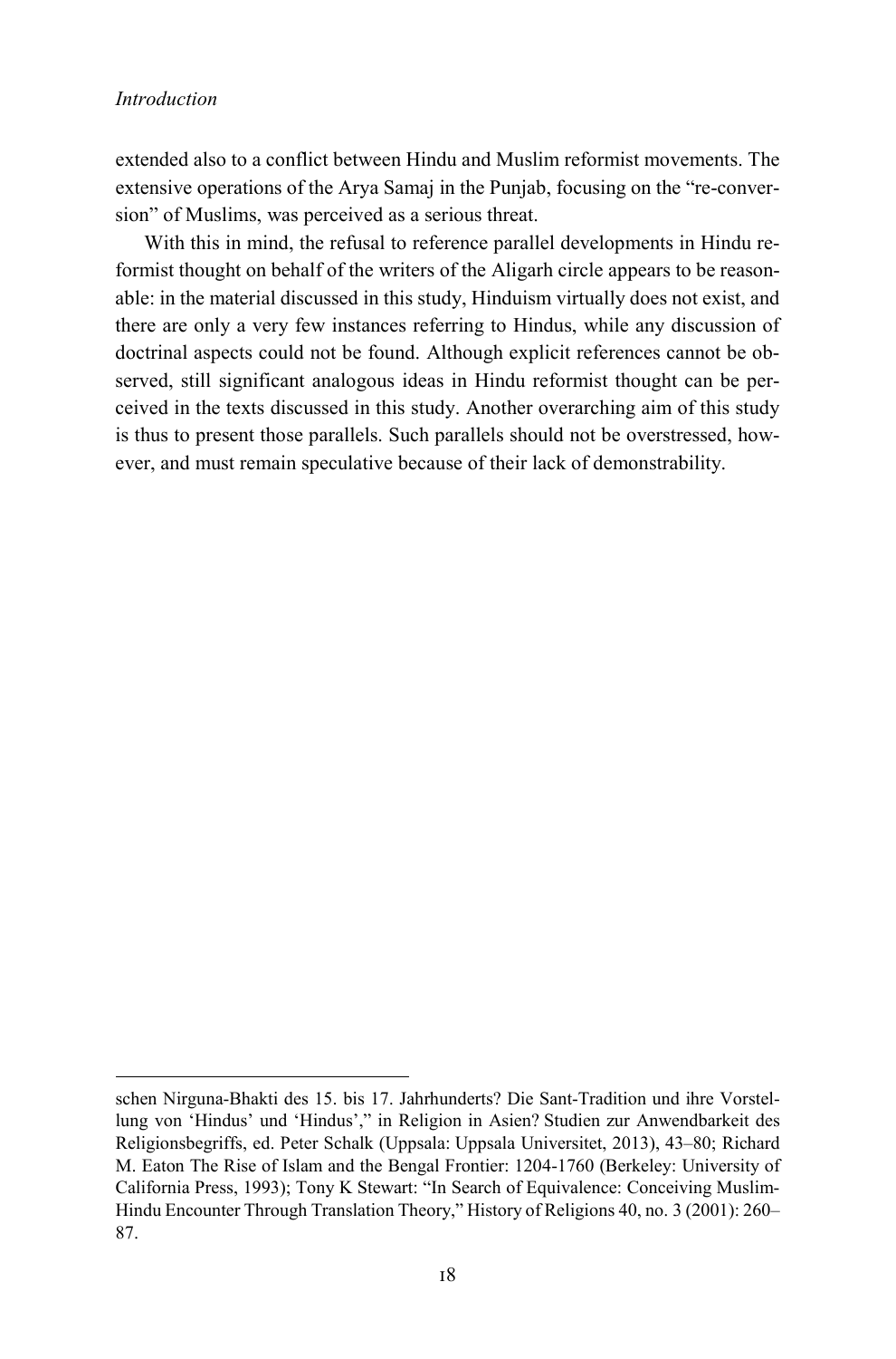extended also to a conflict between Hindu and Muslim reformist movements. The extensive operations of the Arya Samaj in the Punjab, focusing on the "re-conversion" of Muslims, was perceived as a serious threat.

With this in mind, the refusal to reference parallel developments in Hindu reformist thought on behalf of the writers of the Aligarh circle appears to be reasonable: in the material discussed in this study, Hinduism virtually does not exist, and there are only a very few instances referring to Hindus, while any discussion of doctrinal aspects could not be found. Although explicit references cannot be observed, still significant analogous ideas in Hindu reformist thought can be perceived in the texts discussed in this study. Another overarching aim of this study is thus to present those parallels. Such parallels should not be overstressed, however, and must remain speculative because of their lack of demonstrability.

---

schen Nirguna-Bhakti des 15. bis 17. Jahrhunderts? Die Sant-Tradition und ihre Vorstellung von 'Hindus' und 'Hindus'," in Religion in Asien? Studien zur Anwendbarkeit des Religionsbegriffs, ed. Peter Schalk (Uppsala: Uppsala Universitet, 2013), 43–80; Richard M. Eaton The Rise of Islam and the Bengal Frontier: 1204-1760 (Berkeley: University of California Press, 1993); Tony K Stewart: "In Search of Equivalence: Conceiving Muslim-Hindu Encounter Through Translation Theory," History of Religions 40, no. 3 (2001): 260–87.